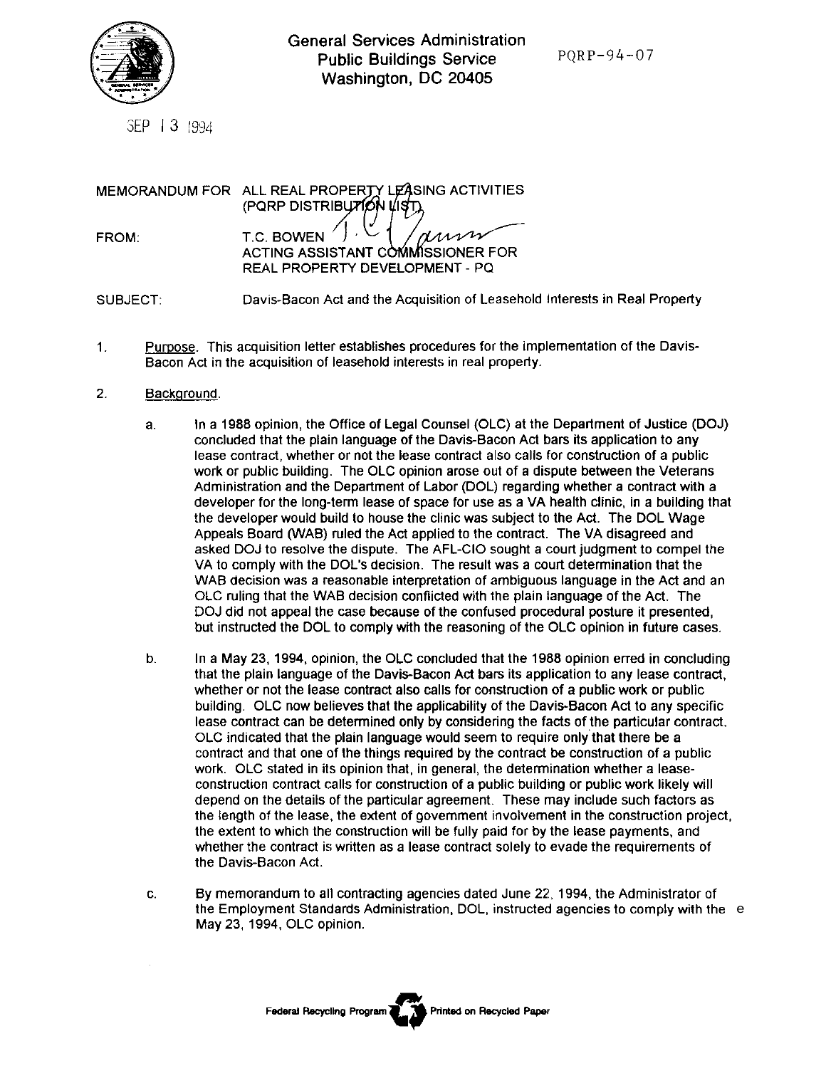General Services Administration
Public Buildings Service
Washington, DC 20405

PQRP-94-07

SEP 13 1994

MEMORANDUM FOR ALL REAL PROPERTY LEASING ACTIVITIES (PQRP DISTRIBUTION LIST)

FROM: T.C. BOWEN
ACTING ASSISTANT COMMISSIONER FOR REAL PROPERTY DEVELOPMENT - PQ

SUBJECT: Davis-Bacon Act and the Acquisition of Leasehold Interests in Real Property

1. Purpose. This acquisition letter establishes procedures for the implementation of the Davis-Bacon Act in the acquisition of leasehold interests in real property.

2. Background.

   a. In a 1988 opinion, the Office of Legal Counsel (OLC) at the Department of Justice (DOJ) concluded that the plain language of the Davis-Bacon Act bars its application to any lease contract, whether or not the lease contract also calls for construction of a public work or public building. The OLC opinion arose out of a dispute between the Veterans Administration and the Department of Labor (DOL) regarding whether a contract with a developer for the long-term lease of space for use as a VA health clinic, in a building that the developer would build to house the clinic was subject to the Act. The DOL Wage Appeals Board (WAB) ruled the Act applied to the contract. The VA disagreed and asked DOJ to resolve the dispute. The AFL-CIO sought a court judgment to compel the VA to comply with the DOL's decision. The result was a court determination that the WAB decision was a reasonable interpretation of ambiguous language in the Act and an OLC ruling that the WAB decision conflicted with the plain language of the Act. The DOJ did not appeal the case because of the confused procedural posture it presented, but instructed the DOL to comply with the reasoning of the OLC opinion in future cases.

   b. In a May 23, 1994, opinion, the OLC concluded that the 1988 opinion erred in concluding that the plain language of the Davis-Bacon Act bars its application to any lease contract, whether or not the lease contract also calls for construction of a public work or public building. OLC now believes that the applicability of the Davis-Bacon Act to any specific lease contract can be determined only by considering the facts of the particular contract. OLC indicated that the plain language would seem to require only that there be a contract and that one of the things required by the contract be construction of a public work. OLC stated in its opinion that, in general, the determination whether a lease-construction contract calls for construction of a public building or public work likely will depend on the details of the particular agreement. These may include such factors as the length of the lease, the extent of government involvement in the construction project, the extent to which the construction will be fully paid for by the lease payments, and whether the contract is written as a lease contract solely to evade the requirements of the Davis-Bacon Act.

   c. By memorandum to all contracting agencies dated June 22, 1994, the Administrator of the Employment Standards Administration, DOL, instructed agencies to comply with the May 23, 1994, OLC opinion.

Federal Recycling Program Printed on Recycled Paper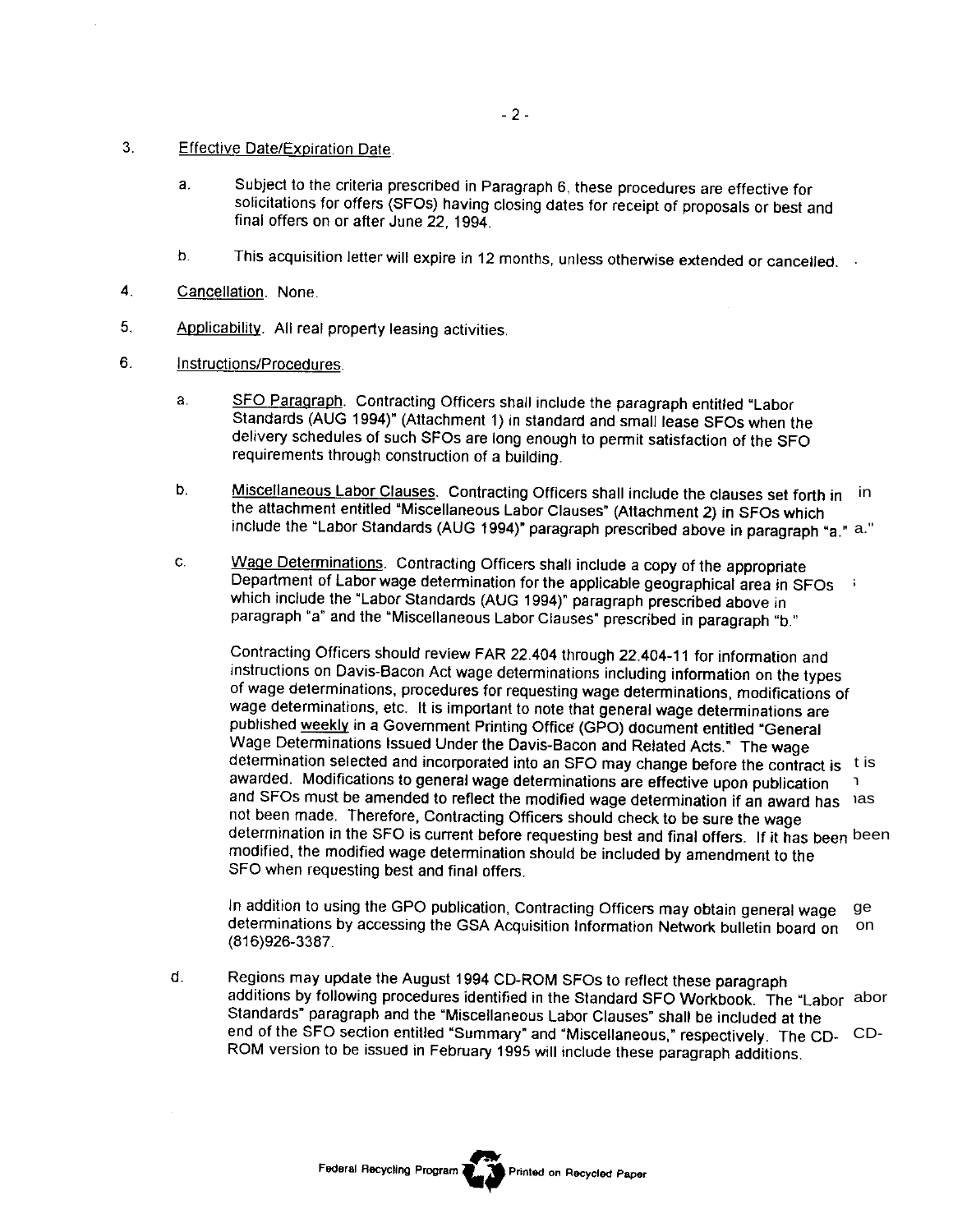3. <u>Effective Date/Expiration Date</u>.

   a. Subject to the criteria prescribed in Paragraph 6, these procedures are effective for solicitations for offers (SFOs) having closing dates for receipt of proposals or best and final offers on or after June 22, 1994.

   b. This acquisition letter will expire in 12 months, unless otherwise extended or cancelled.

4. <u>Cancellation</u>. None.

5. <u>Applicability</u>. All real property leasing activities.

6. <u>Instructions/Procedures</u>.

   a. <u>SFO Paragraph</u>. Contracting Officers shall include the paragraph entitled "Labor Standards (AUG 1994)" (Attachment 1) in standard and small lease SFOs when the delivery schedules of such SFOs are long enough to permit satisfaction of the SFO requirements through construction of a building.

   b. <u>Miscellaneous Labor Clauses</u>. Contracting Officers shall include the clauses set forth in the attachment entitled "Miscellaneous Labor Clauses" (Attachment 2) in SFOs which include the "Labor Standards (AUG 1994)" paragraph prescribed above in paragraph "a."

   c. <u>Wage Determinations</u>. Contracting Officers shall include a copy of the appropriate Department of Labor wage determination for the applicable geographical area in SFOs which include the "Labor Standards (AUG 1994)" paragraph prescribed above in paragraph "a" and the "Miscellaneous Labor Clauses" prescribed in paragraph "b."

      Contracting Officers should review FAR 22.404 through 22.404-11 for information and instructions on Davis-Bacon Act wage determinations including information on the types of wage determinations, procedures for requesting wage determinations, modifications of wage determinations, etc. It is important to note that general wage determinations are published <u>weekly</u> in a Government Printing Office (GPO) document entitled "General Wage Determinations Issued Under the Davis-Bacon and Related Acts." The wage determination selected and incorporated into an SFO may change before the contract is awarded. Modifications to general wage determinations are effective upon publication and SFOs must be amended to reflect the modified wage determination if an award has not been made. Therefore, Contracting Officers should check to be sure the wage determination in the SFO is current before requesting best and final offers. If it has been modified, the modified wage determination should be included by amendment to the SFO when requesting best and final offers.

      In addition to using the GPO publication, Contracting Officers may obtain general wage determinations by accessing the GSA Acquisition Information Network bulletin board on (816)926-3387.

   d. Regions may update the August 1994 CD-ROM SFOs to reflect these paragraph additions by following procedures identified in the Standard SFO Workbook. The "Labor Standards" paragraph and the "Miscellaneous Labor Clauses" shall be included at the end of the SFO section entitled "Summary" and "Miscellaneous," respectively. The CD-ROM version to be issued in February 1995 will include these paragraph additions.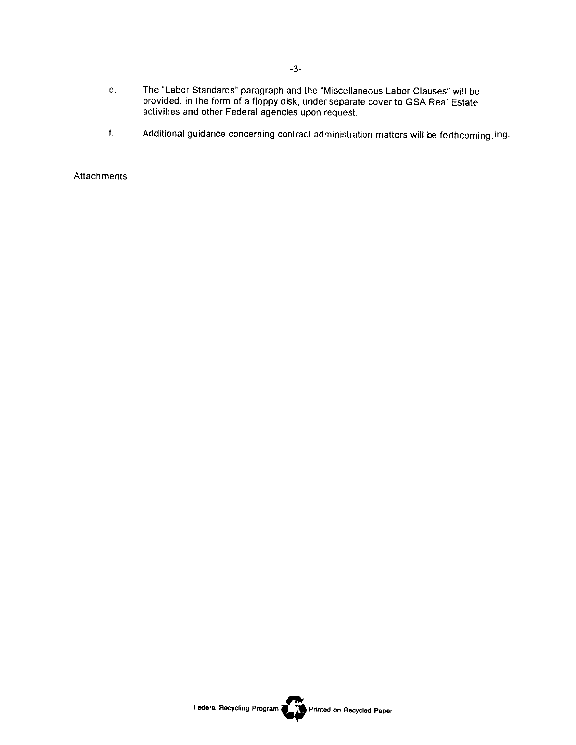e. The "Labor Standards" paragraph and the "Miscellaneous Labor Clauses" will be provided, in the form of a floppy disk, under separate cover to GSA Real Estate activities and other Federal agencies upon request.

f. Additional guidance concerning contract administration matters will be forthcoming. ing.

Attachments

Federal Recycling Program Printed on Recycled Paper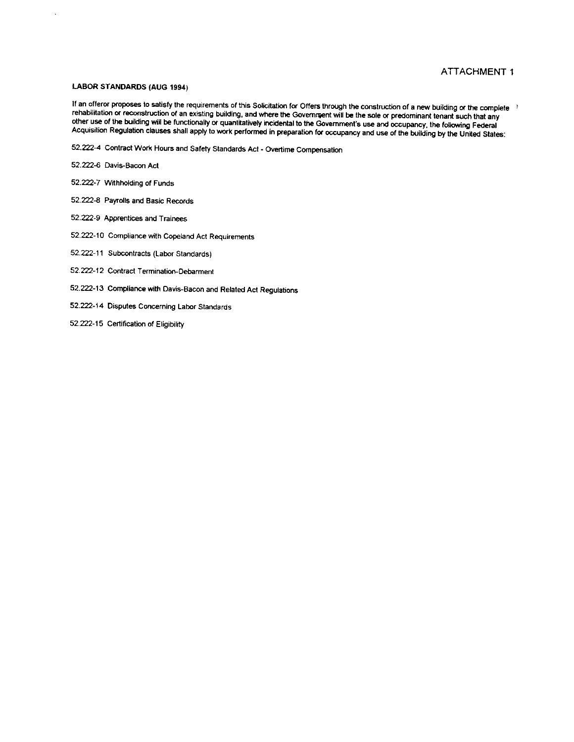ATTACHMENT 1

**LABOR STANDARDS (AUG 1994)**

If an offeror proposes to satisfy the requirements of this Solicitation for Offers through the construction of a new building or the complete rehabilitation or reconstruction of an existing building, and where the Government will be the sole or predominant tenant such that any other use of the building will be functionally or quantitatively incidental to the Government's use and occupancy, the following Federal Acquisition Regulation clauses shall apply to work performed in preparation for occupancy and use of the building by the United States:

52.222-4 Contract Work Hours and Safety Standards Act - Overtime Compensation

52.222-6 Davis-Bacon Act

52.222-7 Withholding of Funds

52.222-8 Payrolls and Basic Records

52.222-9 Apprentices and Trainees

52.222-10 Compliance with Copeland Act Requirements

52.222-11 Subcontracts (Labor Standards)

52.222-12 Contract Termination-Debarment

52.222-13 Compliance with Davis-Bacon and Related Act Regulations

52.222-14 Disputes Concerning Labor Standards

52.222-15 Certification of Eligibility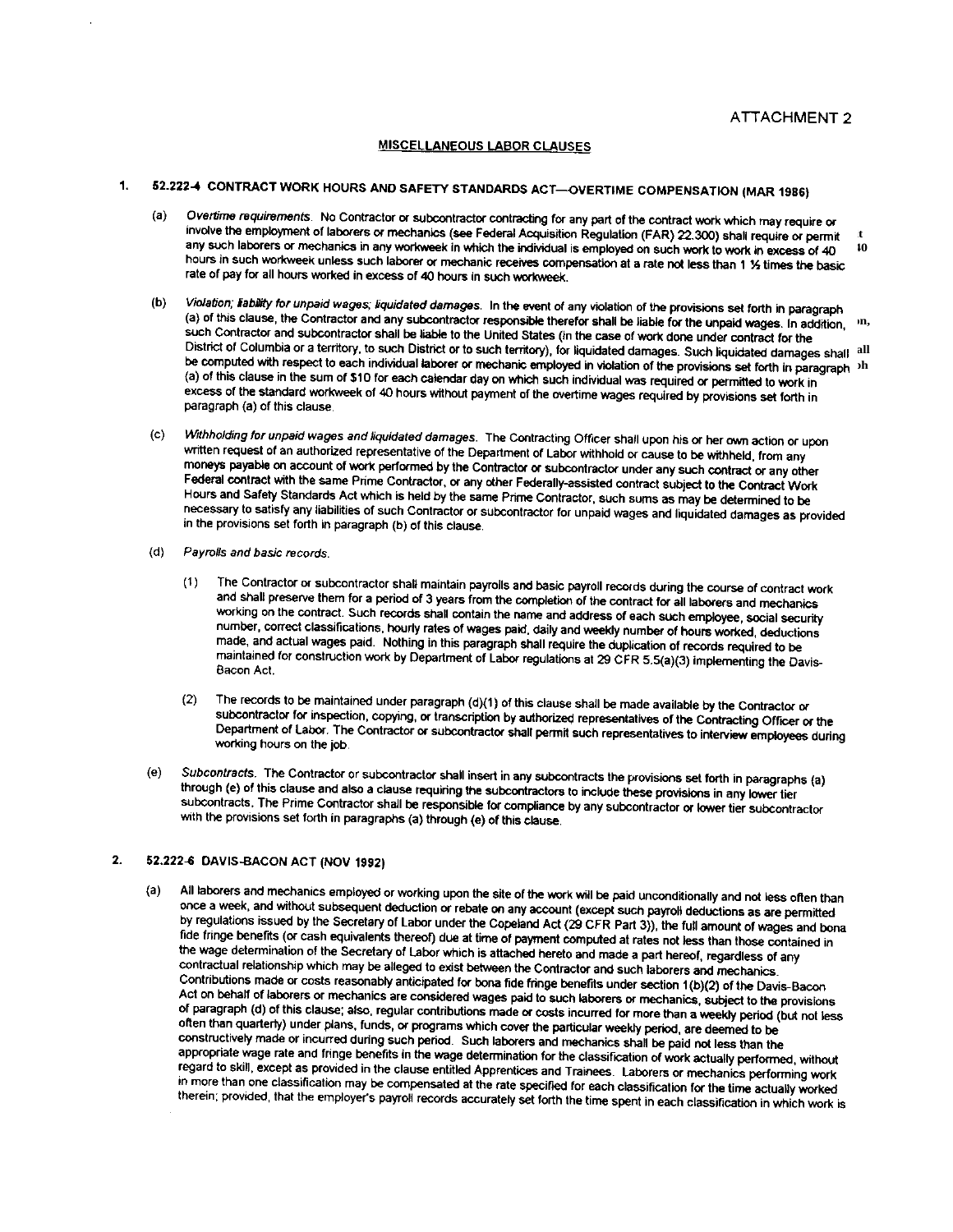ATTACHMENT 2

## MISCELLANEOUS LABOR CLAUSES

### 1. 52.222-4 CONTRACT WORK HOURS AND SAFETY STANDARDS ACT—OVERTIME COMPENSATION (MAR 1986)

(a) *Overtime requirements.* No Contractor or subcontractor contracting for any part of the contract work which may require or involve the employment of laborers or mechanics (see Federal Acquisition Regulation (FAR) 22.300) shall require or permit any such laborers or mechanics in any workweek in which the individual is employed on such work to work in excess of 40 hours in such workweek unless such laborer or mechanic receives compensation at a rate not less than 1 ½ times the basic rate of pay for all hours worked in excess of 40 hours in such workweek.

(b) *Violation; liability for unpaid wages; liquidated damages.* In the event of any violation of the provisions set forth in paragraph (a) of this clause, the Contractor and any subcontractor responsible therefor shall be liable for the unpaid wages. In addition, such Contractor and subcontractor shall be liable to the United States (in the case of work done under contract for the District of Columbia or a territory, to such District or to such territory), for liquidated damages. Such liquidated damages shall be computed with respect to each individual laborer or mechanic employed in violation of the provisions set forth in paragraph (a) of this clause in the sum of $10 for each calendar day on which such individual was required or permitted to work in excess of the standard workweek of 40 hours without payment of the overtime wages required by provisions set forth in paragraph (a) of this clause.

(c) *Withholding for unpaid wages and liquidated damages.* The Contracting Officer shall upon his or her own action or upon written request of an authorized representative of the Department of Labor withhold or cause to be withheld, from any moneys payable on account of work performed by the Contractor or subcontractor under any such contract or any other Federal contract with the same Prime Contractor, or any other Federally-assisted contract subject to the Contract Work Hours and Safety Standards Act which is held by the same Prime Contractor, such sums as may be determined to be necessary to satisfy any liabilities of such Contractor or subcontractor for unpaid wages and liquidated damages as provided in the provisions set forth in paragraph (b) of this clause.

(d) *Payrolls and basic records.*

(1) The Contractor or subcontractor shall maintain payrolls and basic payroll records during the course of contract work and shall preserve them for a period of 3 years from the completion of the contract for all laborers and mechanics working on the contract. Such records shall contain the name and address of each such employee, social security number, correct classifications, hourly rates of wages paid, daily and weekly number of hours worked, deductions made, and actual wages paid. Nothing in this paragraph shall require the duplication of records required to be maintained for construction work by Department of Labor regulations at 29 CFR 5.5(a)(3) implementing the Davis-Bacon Act.

(2) The records to be maintained under paragraph (d)(1) of this clause shall be made available by the Contractor or subcontractor for inspection, copying, or transcription by authorized representatives of the Contracting Officer or the Department of Labor. The Contractor or subcontractor shall permit such representatives to interview employees during working hours on the job.

(e) *Subcontracts.* The Contractor or subcontractor shall insert in any subcontracts the provisions set forth in paragraphs (a) through (e) of this clause and also a clause requiring the subcontractors to include these provisions in any lower tier subcontracts. The Prime Contractor shall be responsible for compliance by any subcontractor or lower tier subcontractor with the provisions set forth in paragraphs (a) through (e) of this clause.

### 2. 52.222-6 DAVIS-BACON ACT (NOV 1992)

(a) All laborers and mechanics employed or working upon the site of the work will be paid unconditionally and not less often than once a week, and without subsequent deduction or rebate on any account (except such payroll deductions as are permitted by regulations issued by the Secretary of Labor under the Copeland Act (29 CFR Part 3)), the full amount of wages and bona fide fringe benefits (or cash equivalents thereof) due at time of payment computed at rates not less than those contained in the wage determination of the Secretary of Labor which is attached hereto and made a part hereof, regardless of any contractual relationship which may be alleged to exist between the Contractor and such laborers and mechanics. Contributions made or costs reasonably anticipated for bona fide fringe benefits under section 1(b)(2) of the Davis-Bacon Act on behalf of laborers or mechanics are considered wages paid to such laborers or mechanics, subject to the provisions of paragraph (d) of this clause; also, regular contributions made or costs incurred for more than a weekly period (but not less often than quarterly) under plans, funds, or programs which cover the particular weekly period, are deemed to be constructively made or incurred during such period. Such laborers and mechanics shall be paid not less than the appropriate wage rate and fringe benefits in the wage determination for the classification of work actually performed, without regard to skill, except as provided in the clause entitled Apprentices and Trainees. Laborers or mechanics performing work in more than one classification may be compensated at the rate specified for each classification for the time actually worked therein; provided, that the employer's payroll records accurately set forth the time spent in each classification in which work is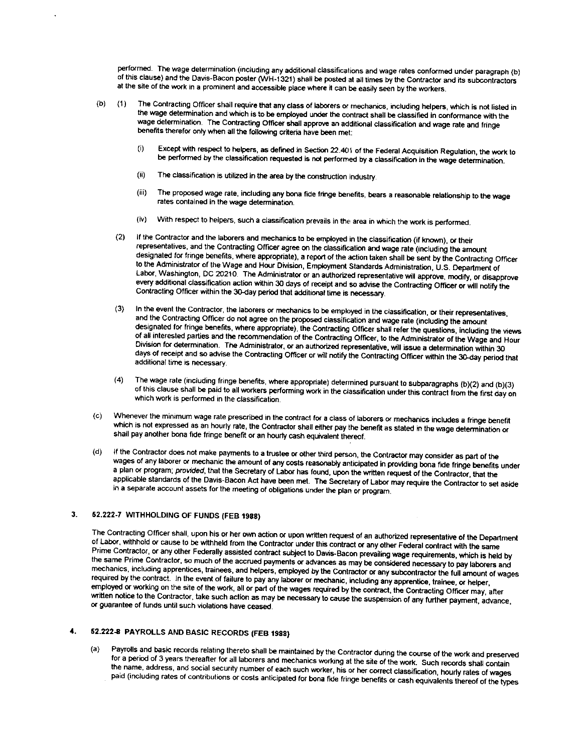performed. The wage determination (including any additional classifications and wage rates conformed under paragraph (b) of this clause) and the Davis-Bacon poster (WH-1321) shall be posted at all times by the Contractor and its subcontractors at the site of the work in a prominent and accessible place where it can be easily seen by the workers.

(b) (1) The Contracting Officer shall require that any class of laborers or mechanics, including helpers, which is not listed in the wage determination and which is to be employed under the contract shall be classified in conformance with the wage determination. The Contracting Officer shall approve an additional classification and wage rate and fringe benefits therefor only when all the following criteria have been met:

(i) Except with respect to helpers, as defined in Section 22.401 of the Federal Acquisition Regulation, the work to be performed by the classification requested is not performed by a classification in the wage determination.

(ii) The classification is utilized in the area by the construction industry.

(iii) The proposed wage rate, including any bona fide fringe benefits, bears a reasonable relationship to the wage rates contained in the wage determination.

(iv) With respect to helpers, such a classification prevails in the area in which the work is performed.

(2) If the Contractor and the laborers and mechanics to be employed in the classification (if known), or their representatives, and the Contracting Officer agree on the classification and wage rate (including the amount designated for fringe benefits, where appropriate), a report of the action taken shall be sent by the Contracting Officer to the Administrator of the Wage and Hour Division, Employment Standards Administration, U.S. Department of Labor, Washington, DC 20210. The Administrator or an authorized representative will approve, modify, or disapprove every additional classification action within 30 days of receipt and so advise the Contracting Officer or will notify the Contracting Officer within the 30-day period that additional time is necessary.

(3) In the event the Contractor, the laborers or mechanics to be employed in the classification, or their representatives, and the Contracting Officer do not agree on the proposed classification and wage rate (including the amount designated for fringe benefits, where appropriate), the Contracting Officer shall refer the questions, including the views of all interested parties and the recommendation of the Contracting Officer, to the Administrator of the Wage and Hour Division for determination. The Administrator, or an authorized representative, will issue a determination within 30 days of receipt and so advise the Contracting Officer or will notify the Contracting Officer within the 30-day period that additional time is necessary.

(4) The wage rate (including fringe benefits, where appropriate) determined pursuant to subparagraphs (b)(2) and (b)(3) of this clause shall be paid to all workers performing work in the classification under this contract from the first day on which work is performed in the classification.

(c) Whenever the minimum wage rate prescribed in the contract for a class of laborers or mechanics includes a fringe benefit which is not expressed as an hourly rate, the Contractor shall either pay the benefit as stated in the wage determination or shall pay another bona fide fringe benefit or an hourly cash equivalent thereof.

(d) If the Contractor does not make payments to a trustee or other third person, the Contractor may consider as part of the wages of any laborer or mechanic the amount of any costs reasonably anticipated in providing bona fide fringe benefits under a plan or program; *provided*, that the Secretary of Labor has found, upon the written request of the Contractor, that the applicable standards of the Davis-Bacon Act have been met. The Secretary of Labor may require the Contractor to set aside in a separate account assets for the meeting of obligations under the plan or program.

## 3. 52.222-7 WITHHOLDING OF FUNDS (FEB 1988)

The Contracting Officer shall, upon his or her own action or upon written request of an authorized representative of the Department of Labor, withhold or cause to be withheld from the Contractor under this contract or any other Federal contract with the same Prime Contractor, or any other Federally assisted contract subject to Davis-Bacon prevailing wage requirements, which is held by the same Prime Contractor, so much of the accrued payments or advances as may be considered necessary to pay laborers and mechanics, including apprentices, trainees, and helpers, employed by the Contractor or any subcontractor the full amount of wages required by the contract. In the event of failure to pay any laborer or mechanic, including any apprentice, trainee, or helper, employed or working on the site of the work, all or part of the wages required by the contract, the Contracting Officer may, after written notice to the Contractor, take such action as may be necessary to cause the suspension of any further payment, advance, or guarantee of funds until such violations have ceased.

## 4. 52.222-8 PAYROLLS AND BASIC RECORDS (FEB 1988)

(a) Payrolls and basic records relating thereto shall be maintained by the Contractor during the course of the work and preserved for a period of 3 years thereafter for all laborers and mechanics working at the site of the work. Such records shall contain the name, address, and social security number of each such worker, his or her correct classification, hourly rates of wages paid (including rates of contributions or costs anticipated for bona fide fringe benefits or cash equivalents thereof of the types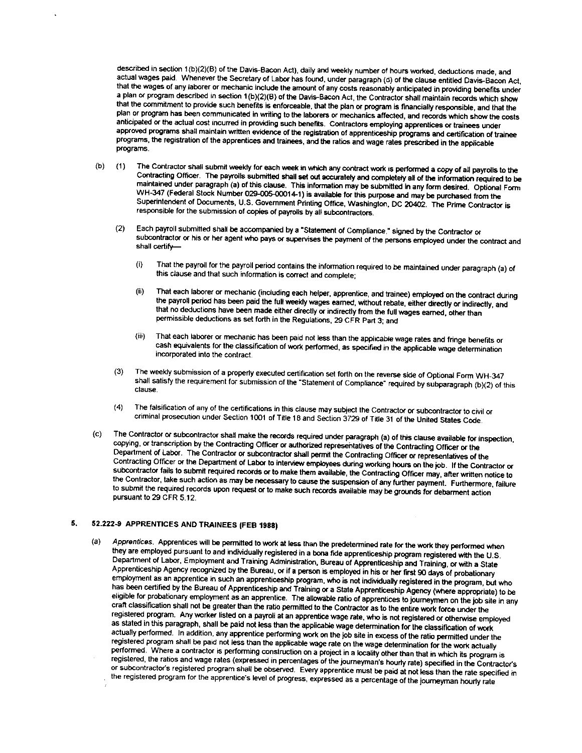described in section 1(b)(2)(B) of the Davis-Bacon Act), daily and weekly number of hours worked, deductions made, and actual wages paid. Whenever the Secretary of Labor has found, under paragraph (d) of the clause entitled Davis-Bacon Act, that the wages of any laborer or mechanic include the amount of any costs reasonably anticipated in providing benefits under a plan or program described in section 1(b)(2)(B) of the Davis-Bacon Act, the Contractor shall maintain records which show that the commitment to provide such benefits is enforceable, that the plan or program is financially responsible, and that the plan or program has been communicated in writing to the laborers or mechanics affected, and records which show the costs anticipated or the actual cost incurred in providing such benefits. Contractors employing apprentices or trainees under approved programs shall maintain written evidence of the registration of apprenticeship programs and certification of trainee programs, the registration of the apprentices and trainees, and the ratios and wage rates prescribed in the applicable programs.

(b) (1) The Contractor shall submit weekly for each week in which any contract work is performed a copy of all payrolls to the Contracting Officer. The payrolls submitted shall set out accurately and completely all of the information required to be maintained under paragraph (a) of this clause. This information may be submitted in any form desired. Optional Form WH-347 (Federal Stock Number 029-005-00014-1) is available for this purpose and may be purchased from the Superintendent of Documents, U.S. Government Printing Office, Washington, DC 20402. The Prime Contractor is responsible for the submission of copies of payrolls by all subcontractors.

(2) Each payroll submitted shall be accompanied by a "Statement of Compliance," signed by the Contractor or subcontractor or his or her agent who pays or supervises the payment of the persons employed under the contract and shall certify—

(i) That the payroll for the payroll period contains the information required to be maintained under paragraph (a) of this clause and that such information is correct and complete;

(ii) That each laborer or mechanic (including each helper, apprentice, and trainee) employed on the contract during the payroll period has been paid the full weekly wages earned, without rebate, either directly or indirectly, and that no deductions have been made either directly or indirectly from the full wages earned, other than permissible deductions as set forth in the Regulations, 29 CFR Part 3; and

(iii) That each laborer or mechanic has been paid not less than the applicable wage rates and fringe benefits or cash equivalents for the classification of work performed, as specified in the applicable wage determination incorporated into the contract.

(3) The weekly submission of a properly executed certification set forth on the reverse side of Optional Form WH-347 shall satisfy the requirement for submission of the "Statement of Compliance" required by subparagraph (b)(2) of this clause.

(4) The falsification of any of the certifications in this clause may subject the Contractor or subcontractor to civil or criminal prosecution under Section 1001 of Title 18 and Section 3729 of Title 31 of the United States Code.

(c) The Contractor or subcontractor shall make the records required under paragraph (a) of this clause available for inspection, copying, or transcription by the Contracting Officer or authorized representatives of the Contracting Officer or the Department of Labor. The Contractor or subcontractor shall permit the Contracting Officer or representatives of the Contracting Officer or the Department of Labor to interview employees during working hours on the job. If the Contractor or subcontractor fails to submit required records or to make them available, the Contracting Officer may, after written notice to the Contractor, take such action as may be necessary to cause the suspension of any further payment. Furthermore, failure to submit the required records upon request or to make such records available may be grounds for debarment action pursuant to 29 CFR 5.12.

## 5. 52.222-9 APPRENTICES AND TRAINEES (FEB 1988)

(a) *Apprentices.* Apprentices will be permitted to work at less than the predetermined rate for the work they performed when they are employed pursuant to and individually registered in a bona fide apprenticeship program registered with the U.S. Department of Labor, Employment and Training Administration, Bureau of Apprenticeship and Training, or with a State Apprenticeship Agency recognized by the Bureau, or if a person is employed in his or her first 90 days of probationary employment as an apprentice in such an apprenticeship program, who is not individually registered in the program, but who has been certified by the Bureau of Apprenticeship and Training or a State Apprenticeship Agency (where appropriate) to be eligible for probationary employment as an apprentice. The allowable ratio of apprentices to journeymen on the job site in any craft classification shall not be greater than the ratio permitted to the Contractor as to the entire work force under the registered program. Any worker listed on a payroll at an apprentice wage rate, who is not registered or otherwise employed as stated in this paragraph, shall be paid not less than the applicable wage determination for the classification of work actually performed. In addition, any apprentice performing work on the job site in excess of the ratio permitted under the registered program shall be paid not less than the applicable wage rate on the wage determination for the work actually performed. Where a contractor is performing construction on a project in a locality other than that in which its program is registered, the ratios and wage rates (expressed in percentages of the journeyman's hourly rate) specified in the Contractor's or subcontractor's registered program shall be observed. Every apprentice must be paid at not less than the rate specified in the registered program for the apprentice's level of progress, expressed as a percentage of the journeyman hourly rate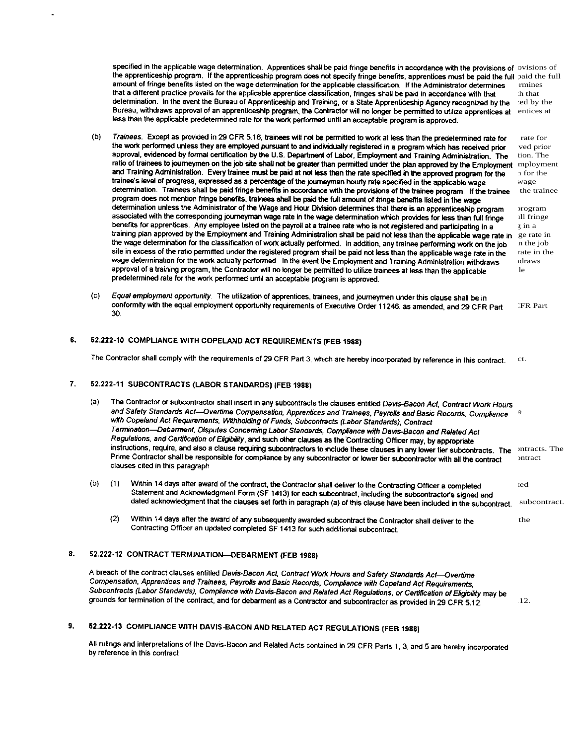specified in the applicable wage determination. Apprentices shall be paid fringe benefits in accordance with the provisions of the apprenticeship program. If the apprenticeship program does not specify fringe benefits, apprentices must be paid the full amount of fringe benefits listed on the wage determination for the applicable classification. If the Administrator determines that a different practice prevails for the applicable apprentice classification, fringes shall be paid in accordance with that determination. In the event the Bureau of Apprenticeship and Training, or a State Apprenticeship Agency recognized by the Bureau, withdraws approval of an apprenticeship program, the Contractor will no longer be permitted to utilize apprentices at less than the applicable predetermined rate for the work performed until an acceptable program is approved.

(b) *Trainees.* Except as provided in 29 CFR 5.16, trainees will not be permitted to work at less than the predetermined rate for the work performed unless they are employed pursuant to and individually registered in a program which has received prior approval, evidenced by formal certification by the U.S. Department of Labor, Employment and Training Administration. The ratio of trainees to journeymen on the job site shall not be greater than permitted under the plan approved by the Employment and Training Administration. Every trainee must be paid at not less than the rate specified in the approved program for the trainee's level of progress, expressed as a percentage of the journeyman hourly rate specified in the applicable wage determination. Trainees shall be paid fringe benefits in accordance with the provisions of the trainee program. If the trainee program does not mention fringe benefits, trainees shall be paid the full amount of fringe benefits listed in the wage determination unless the Administrator of the Wage and Hour Division determines that there is an apprenticeship program associated with the corresponding journeyman wage rate in the wage determination which provides for less than full fringe benefits for apprentices. Any employee listed on the payroll at a trainee rate who is not registered and participating in a training plan approved by the Employment and Training Administration shall be paid not less than the applicable wage rate in the wage determination for the classification of work actually performed. In addition, any trainee performing work on the job site in excess of the ratio permitted under the registered program shall be paid not less than the applicable wage rate in the wage determination for the work actually performed. In the event the Employment and Training Administration withdraws approval of a training program, the Contractor will no longer be permitted to utilize trainees at less than the applicable predetermined rate for the work performed until an acceptable program is approved.

(c) *Equal employment opportunity.* The utilization of apprentices, trainees, and journeymen under this clause shall be in conformity with the equal employment opportunity requirements of Executive Order 11246, as amended, and 29 CFR Part 30.

## 6. 52.222-10 COMPLIANCE WITH COPELAND ACT REQUIREMENTS (FEB 1988)

The Contractor shall comply with the requirements of 29 CFR Part 3, which are hereby incorporated by reference in this contract.

## 7. 52.222-11 SUBCONTRACTS (LABOR STANDARDS) (FEB 1988)

(a) The Contractor or subcontractor shall insert in any subcontracts the clauses entitled *Davis-Bacon Act, Contract Work Hours and Safety Standards Act—Overtime Compensation, Apprentices and Trainees, Payrolls and Basic Records, Compliance with Copeland Act Requirements, Withholding of Funds, Subcontracts (Labor Standards), Contract Termination—Debarment, Disputes Concerning Labor Standards, Compliance with Davis-Bacon and Related Act Regulations, and Certification of Eligibility*, and such other clauses as the Contracting Officer may, by appropriate instructions, require, and also a clause requiring subcontractors to include these clauses in any lower tier subcontracts. The Prime Contractor shall be responsible for compliance by any subcontractor or lower tier subcontractor with all the contract clauses cited in this paragraph

(b) (1) Within 14 days after award of the contract, the Contractor shall deliver to the Contracting Officer a completed Statement and Acknowledgment Form (SF 1413) for each subcontract, including the subcontractor's signed and dated acknowledgment that the clauses set forth in paragraph (a) of this clause have been included in the subcontract.

(2) Within 14 days after the award of any subsequently awarded subcontract the Contractor shall deliver to the Contracting Officer an updated completed SF 1413 for such additional subcontract.

## 8. 52.222-12 CONTRACT TERMINATION—DEBARMENT (FEB 1988)

A breach of the contract clauses entitled *Davis-Bacon Act, Contract Work Hours and Safety Standards Act—Overtime Compensation, Apprentices and Trainees, Payrolls and Basic Records, Compliance with Copeland Act Requirements, Subcontracts (Labor Standards), Compliance with Davis-Bacon and Related Act Regulations, or Certification of Eligibility* may be grounds for termination of the contract, and for debarment as a Contractor and subcontractor as provided in 29 CFR 5.12.

## 9. 52.222-13 COMPLIANCE WITH DAVIS-BACON AND RELATED ACT REGULATIONS (FEB 1988)

All rulings and interpretations of the Davis-Bacon and Related Acts contained in 29 CFR Parts 1, 3, and 5 are hereby incorporated by reference in this contract.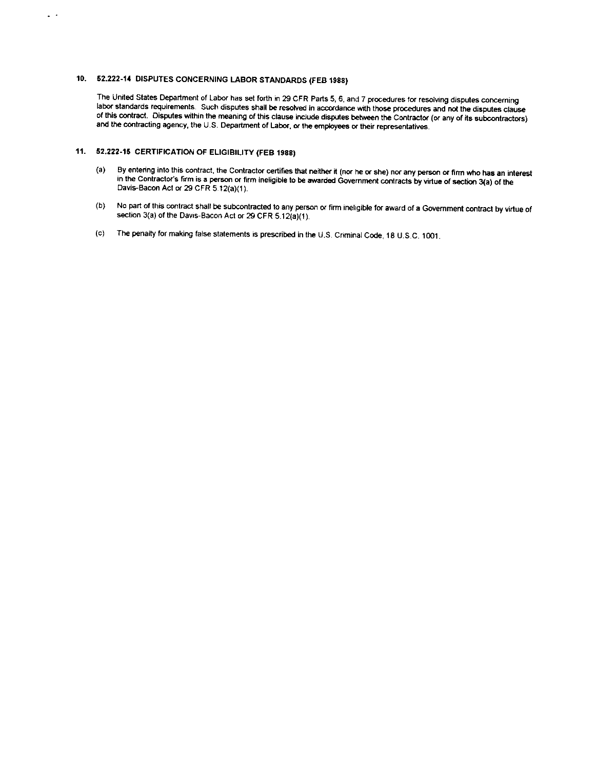**10. 52.222-14 DISPUTES CONCERNING LABOR STANDARDS (FEB 1988)**

The United States Department of Labor has set forth in 29 CFR Parts 5, 6, and 7 procedures for resolving disputes concerning labor standards requirements. Such disputes shall be resolved in accordance with those procedures and not the disputes clause of this contract. Disputes within the meaning of this clause include disputes between the Contractor (or any of its subcontractors) and the contracting agency, the U.S. Department of Labor, or the employees or their representatives.

**11. 52.222-15 CERTIFICATION OF ELIGIBILITY (FEB 1988)**

(a) By entering into this contract, the Contractor certifies that neither it (nor he or she) nor any person or firm who has an interest in the Contractor's firm is a person or firm ineligible to be awarded Government contracts by virtue of section 3(a) of the Davis-Bacon Act or 29 CFR 5.12(a)(1).

(b) No part of this contract shall be subcontracted to any person or firm ineligible for award of a Government contract by virtue of section 3(a) of the Davis-Bacon Act or 29 CFR 5.12(a)(1).

(c) The penalty for making false statements is prescribed in the U.S. Criminal Code, 18 U.S.C. 1001.